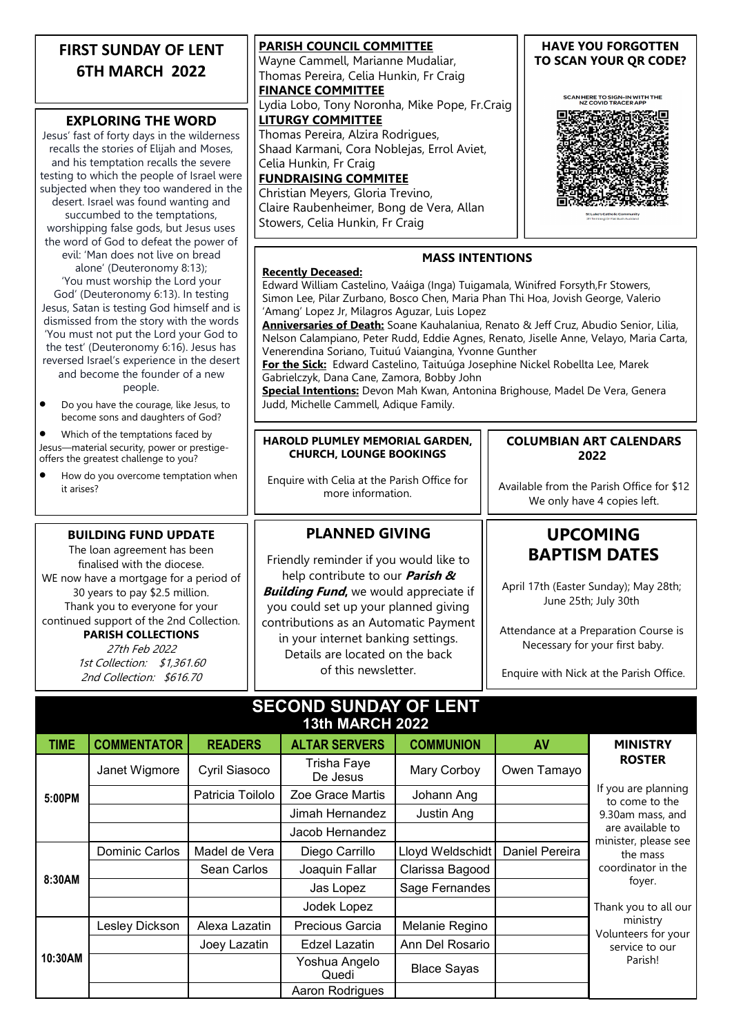# FIRST SUNDAY OF LENT
# 6TH MARCH 2022

## EXPLORING THE WORD

Jesus' fast of forty days in the wilderness recalls the stories of Elijah and Moses, and his temptation recalls the severe testing to which the people of Israel were subjected when they too wandered in the desert. Israel was found wanting and succumbed to the temptations, worshipping false gods, but Jesus uses the word of God to defeat the power of evil: 'Man does not live on bread alone' (Deuteronomy 8:13); 'You must worship the Lord your God' (Deuteronomy 6:13). In testing Jesus, Satan is testing God himself and is dismissed from the story with the words 'You must not put the Lord your God to the test' (Deuteronomy 6:16). Jesus has reversed Israel's experience in the desert and become the founder of a new people.

- Do you have the courage, like Jesus, to become sons and daughters of God?
- Which of the temptations faced by Jesus—material security, power or prestige-offers the greatest challenge to you?
- How do you overcome temptation when it arises?

## BUILDING FUND UPDATE

The loan agreement has been finalised with the diocese.
WE now have a mortgage for a period of 30 years to pay $2.5 million.
Thank you to everyone for your continued support of the 2nd Collection.

**PARISH COLLECTIONS**

*27th Feb 2022*
*1st Collection: $1,361.60*
*2nd Collection: $616.70*

**PARISH COUNCIL COMMITTEE**
Wayne Cammell, Marianne Mudaliar, Thomas Pereira, Celia Hunkin, Fr Craig

**FINANCE COMMITTEE**
Lydia Lobo, Tony Noronha, Mike Pope, Fr.Craig

**LITURGY COMMITTEE**
Thomas Pereira, Alzira Rodrigues, Shaad Karmani, Cora Noblejas, Errol Aviet, Celia Hunkin, Fr Craig

**FUNDRAISING COMMITEE**
Christian Meyers, Gloria Trevino, Claire Raubenheimer, Bong de Vera, Allan Stowers, Celia Hunkin, Fr Craig

## HAVE YOU FORGOTTEN TO SCAN YOUR QR CODE?

SCAN HERE TO SIGN-IN WITH THE NZ COVID TRACER APP

St Luke's Catholic Community

## MASS INTENTIONS

**Recently Deceased:** Edward William Castelino, Vaáiga (Inga) Tuigamala, Winifred Forsyth,Fr Stowers, Simon Lee, Pilar Zurbano, Bosco Chen, Maria Phan Thi Hoa, Jovish George, Valerio 'Amang' Lopez Jr, Milagros Aguzar, Luis Lopez

**Anniversaries of Death:** Soane Kauhalaniua, Renato & Jeff Cruz, Abudio Senior, Lilia, Nelson Calampiano, Peter Rudd, Eddie Agnes, Renato, Jiselle Anne, Velayo, Maria Carta, Venerendina Soriano, Tuituú Vaiangina, Yvonne Gunther

**For the Sick:** Edward Castelino, Taituúga Josephine Nickel Robellta Lee, Marek Gabrielczyk, Dana Cane, Zamora, Bobby John

**Special Intentions:** Devon Mah Kwan, Antonina Brighouse, Madel De Vera, Genera Judd, Michelle Cammell, Adique Family.

## HAROLD PLUMLEY MEMORIAL GARDEN, CHURCH, LOUNGE BOOKINGS

Enquire with Celia at the Parish Office for more information.

## COLUMBIAN ART CALENDARS 2022

Available from the Parish Office for $12
We only have 4 copies left.

## PLANNED GIVING

Friendly reminder if you would like to help contribute to our ***Parish & Building Fund***, we would appreciate if you could set up your planned giving contributions as an Automatic Payment in your internet banking settings. Details are located on the back of this newsletter.

## UPCOMING BAPTISM DATES

April 17th (Easter Sunday); May 28th; June 25th; July 30th

Attendance at a Preparation Course is Necessary for your first baby.

Enquire with Nick at the Parish Office.

## SECOND SUNDAY OF LENT
### 13th MARCH 2022

| TIME | COMMENTATOR | READERS | ALTAR SERVERS | COMMUNION | AV |
|---|---|---|---|---|---|
| 5:00PM | Janet Wigmore | Cyril Siasoco | Trisha Faye De Jesus | Mary Corboy | Owen Tamayo |
| | | Patricia Toilolo | Zoe Grace Martis | Johann Ang | |
| | | | Jimah Hernandez | Justin Ang | |
| | | | Jacob Hernandez | | |
| 8:30AM | Dominic Carlos | Madel de Vera | Diego Carrillo | Lloyd Weldschidt | Daniel Pereira |
| | | Sean Carlos | Joaquin Fallar | Clarissa Bagood | |
| | | | Jas Lopez | Sage Fernandes | |
| | | | Jodek Lopez | | |
| 10:30AM | Lesley Dickson | Alexa Lazatin | Precious Garcia | Melanie Regino | |
| | | Joey Lazatin | Edzel Lazatin | Ann Del Rosario | |
| | | | Yoshua Angelo Quedi | Blace Sayas | |
| | | | Aaron Rodrigues | | |

**MINISTRY ROSTER**

If you are planning to come to the 9.30am mass, and are available to minister, please see the mass coordinator in the foyer.

Thank you to all our ministry Volunteers for your service to our Parish!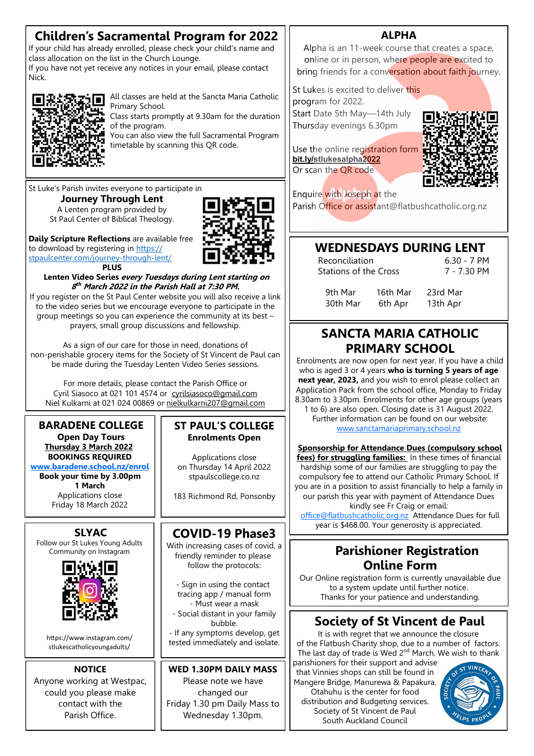## Children's Sacramental Program for 2022

If your child has already enrolled, please check your child's name and class allocation on the list in the Church Lounge.
If you have not yet receive any notices in your email, please contact Nick.

All classes are held at the Sancta Maria Catholic Primary School.
Class starts promptly at 9.30am for the duration of the program.
You can also view the full Sacramental Program timetable by scanning this QR code.

St Luke's Parish invites everyone to participate in

**Journey Through Lent**

A Lenten program provided by
St Paul Center of Biblical Theology.

**Daily Scripture Reflections** are available free to download by registering in https://stpaulcenter.com/journey-through-lent/

**PLUS**

**Lenten Video Series *every Tuesdays during Lent starting on 8th March 2022 in the Parish Hall at 7:30 PM.***

If you register on the St Paul Center website you will also receive a link to the video series but we encourage everyone to participate in the group meetings so you can experience the community at its best – prayers, small group discussions and fellowship.

As a sign of our care for those in need, donations of non-perishable grocery items for the Society of St Vincent de Paul can be made during the Tuesday Lenten Video Series sessions.

For more details, please contact the Parish Office or
Cyril Siasoco at 021 101 4574 or cyrilsiasoco@gmail.com
Niel Kulkarni at 021 024 00869 or nielkulkarni207@gmail.com

## BARADENE COLLEGE

**Open Day Tours**
**Thursday 3 March 2022**
**BOOKINGS REQUIRED**
**www.baradene.school.nz/enrol**
**Book your time by 3.00pm 1 March**
Applications close
Friday 18 March 2022

## ST PAUL'S COLLEGE

**Enrolments Open**

Applications close
on Thursday 14 April 2022
stpaulscollege.co.nz

183 Richmond Rd, Ponsonby

## SLYAC

Follow our St Lukes Young Adults Community on Instagram

https://www.instagram.com/stlukescatholicyoungadults/

## COVID-19 Phase3

With increasing cases of covid, a friendly reminder to please follow the protocols:

- Sign in using the contact tracing app / manual form
- Must wear a mask
- Social distant in your family bubble.
- If any symptoms develop, get tested immediately and isolate.

## NOTICE

Anyone working at Westpac, could you please make contact with the Parish Office.

## WED 1.30PM DAILY MASS

Please note we have changed our Friday 1.30 pm Daily Mass to Wednesday 1.30pm.

## ALPHA

Alpha is an 11-week course that creates a space, online or in person, where people are excited to bring friends for a conversation about faith journey.

St Lukes is excited to deliver this program for 2022.
Start Date 5th May—14th July
Thursday evenings 6.30pm

Use the online registration form **bit.ly/stlukesalpha2022**
Or scan the QR code

Enquire with Joseph at the Parish Office or assistant@flatbushcatholic.org.nz

## WEDNESDAYS DURING LENT

| | |
|---|---|
| Reconciliation | 6.30 - 7 PM |
| Stations of the Cross | 7 - 7.30 PM |

| | | |
|---|---|---|
| 9th Mar | 16th Mar | 23rd Mar |
| 30th Mar | 6th Apr | 13th Apr |

## SANCTA MARIA CATHOLIC PRIMARY SCHOOL

Enrolments are now open for next year. If you have a child who is aged 3 or 4 years **who is turning 5 years of age next year, 2023,** and you wish to enrol please collect an Application Pack from the school office, Monday to Friday 8.30am to 3.30pm. Enrolments for other age groups (years 1 to 6) are also open. Closing date is 31 August 2022. Further information can be found on our website: www.sanctamariaprimary.school.nz

**Sponsorship for Attendance Dues (compulsory school fees) for struggling families:** In these times of financial hardship some of our families are struggling to pay the compulsory fee to attend our Catholic Primary School. If you are in a position to assist financially to help a family in our parish this year with payment of Attendance Dues kindly see Fr Craig or email: office@flatbushcatholic.org.nz Attendance Dues for full year is $468.00. Your generosity is appreciated.

## Parishioner Registration Online Form

Our Online registration form is currently unavailable due to a system update until further notice.
Thanks for your patience and understanding.

## Society of St Vincent de Paul

It is with regret that we announce the closure of the Flatbush Charity shop, due to a number of factors. The last day of trade is Wed 2nd March. We wish to thank parishioners for their support and advise that Vinnies shops can still be found in Mangere Bridge, Manurewa & Papakura. Otahuhu is the center for food distribution and Budgeting services.
Society of St Vincent de Paul
South Auckland Council